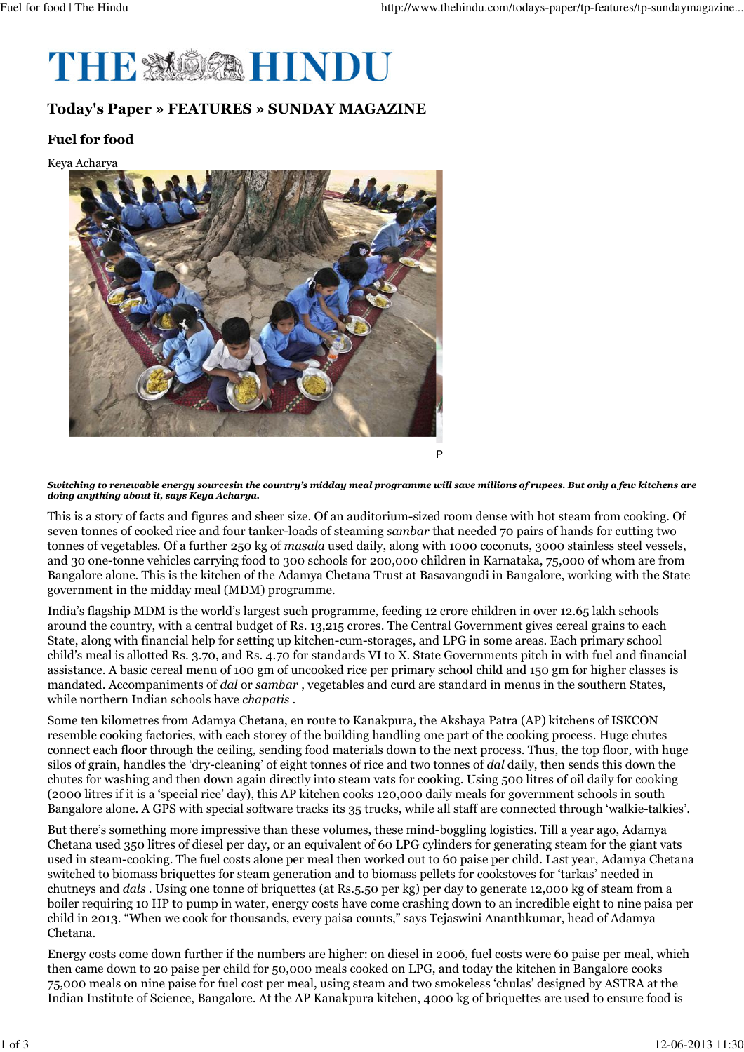# THE HINDU

## Today's Paper » FEATURES » SUNDAY MAGAZINE

### Fuel for food

Keya Acharya

P

***Switching to renewable energy sourcesin the country's midday meal programme will save millions of rupees. But only a few kitchens are doing anything about it, says Keya Acharya.***

This is a story of facts and figures and sheer size. Of an auditorium-sized room dense with hot steam from cooking. Of seven tonnes of cooked rice and four tanker-loads of steaming *sambar* that needed 70 pairs of hands for cutting two tonnes of vegetables. Of a further 250 kg of *masala* used daily, along with 1000 coconuts, 3000 stainless steel vessels, and 30 one-tonne vehicles carrying food to 300 schools for 200,000 children in Karnataka, 75,000 of whom are from Bangalore alone. This is the kitchen of the Adamya Chetana Trust at Basavangudi in Bangalore, working with the State government in the midday meal (MDM) programme.

India's flagship MDM is the world's largest such programme, feeding 12 crore children in over 12.65 lakh schools around the country, with a central budget of Rs. 13,215 crores. The Central Government gives cereal grains to each State, along with financial help for setting up kitchen-cum-storages, and LPG in some areas. Each primary school child's meal is allotted Rs. 3.70, and Rs. 4.70 for standards VI to X. State Governments pitch in with fuel and financial assistance. A basic cereal menu of 100 gm of uncooked rice per primary school child and 150 gm for higher classes is mandated. Accompaniments of *dal* or *sambar* , vegetables and curd are standard in menus in the southern States, while northern Indian schools have *chapatis* .

Some ten kilometres from Adamya Chetana, en route to Kanakpura, the Akshaya Patra (AP) kitchens of ISKCON resemble cooking factories, with each storey of the building handling one part of the cooking process. Huge chutes connect each floor through the ceiling, sending food materials down to the next process. Thus, the top floor, with huge silos of grain, handles the 'dry-cleaning' of eight tonnes of rice and two tonnes of *dal* daily, then sends this down the chutes for washing and then down again directly into steam vats for cooking. Using 500 litres of oil daily for cooking (2000 litres if it is a 'special rice' day), this AP kitchen cooks 120,000 daily meals for government schools in south Bangalore alone. A GPS with special software tracks its 35 trucks, while all staff are connected through 'walkie-talkies'.

But there's something more impressive than these volumes, these mind-boggling logistics. Till a year ago, Adamya Chetana used 350 litres of diesel per day, or an equivalent of 60 LPG cylinders for generating steam for the giant vats used in steam-cooking. The fuel costs alone per meal then worked out to 60 paise per child. Last year, Adamya Chetana switched to biomass briquettes for steam generation and to biomass pellets for cookstoves for 'tarkas' needed in chutneys and *dals* . Using one tonne of briquettes (at Rs.5.50 per kg) per day to generate 12,000 kg of steam from a boiler requiring 10 HP to pump in water, energy costs have come crashing down to an incredible eight to nine paisa per child in 2013. "When we cook for thousands, every paisa counts," says Tejaswini Ananthkumar, head of Adamya Chetana.

Energy costs come down further if the numbers are higher: on diesel in 2006, fuel costs were 60 paise per meal, which then came down to 20 paise per child for 50,000 meals cooked on LPG, and today the kitchen in Bangalore cooks 75,000 meals on nine paise for fuel cost per meal, using steam and two smokeless 'chulas' designed by ASTRA at the Indian Institute of Science, Bangalore. At the AP Kanakpura kitchen, 4000 kg of briquettes are used to ensure food is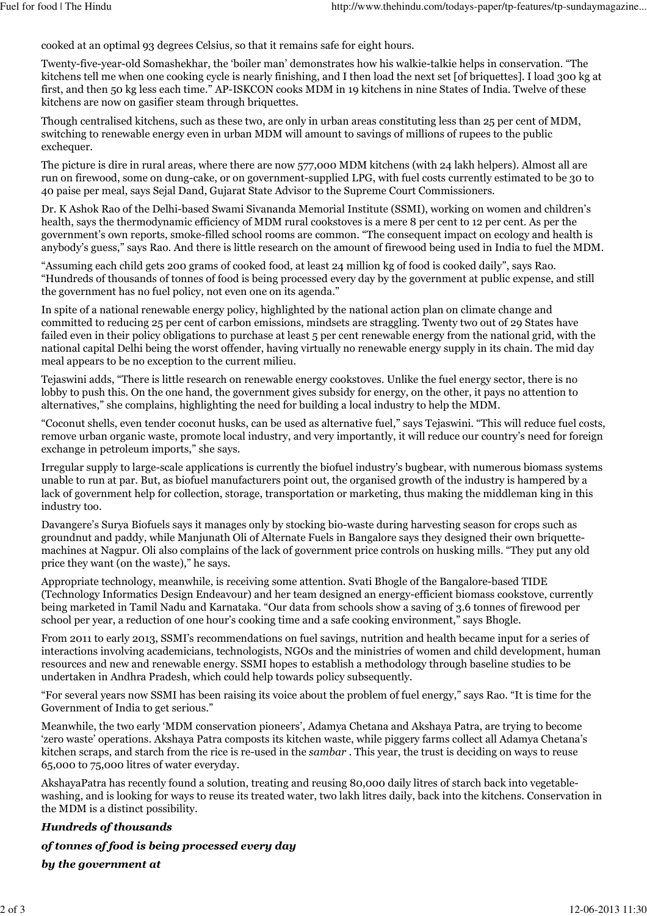cooked at an optimal 93 degrees Celsius, so that it remains safe for eight hours.

Twenty-five-year-old Somashekhar, the 'boiler man' demonstrates how his walkie-talkie helps in conservation. "The kitchens tell me when one cooking cycle is nearly finishing, and I then load the next set [of briquettes]. I load 300 kg at first, and then 50 kg less each time." AP-ISKCON cooks MDM in 19 kitchens in nine States of India. Twelve of these kitchens are now on gasifier steam through briquettes.

Though centralised kitchens, such as these two, are only in urban areas constituting less than 25 per cent of MDM, switching to renewable energy even in urban MDM will amount to savings of millions of rupees to the public exchequer.

The picture is dire in rural areas, where there are now 577,000 MDM kitchens (with 24 lakh helpers). Almost all are run on firewood, some on dung-cake, or on government-supplied LPG, with fuel costs currently estimated to be 30 to 40 paise per meal, says Sejal Dand, Gujarat State Advisor to the Supreme Court Commissioners.

Dr. K Ashok Rao of the Delhi-based Swami Sivananda Memorial Institute (SSMI), working on women and children's health, says the thermodynamic efficiency of MDM rural cookstoves is a mere 8 per cent to 12 per cent. As per the government's own reports, smoke-filled school rooms are common. "The consequent impact on ecology and health is anybody's guess," says Rao. And there is little research on the amount of firewood being used in India to fuel the MDM.

"Assuming each child gets 200 grams of cooked food, at least 24 million kg of food is cooked daily", says Rao. "Hundreds of thousands of tonnes of food is being processed every day by the government at public expense, and still the government has no fuel policy, not even one on its agenda."

In spite of a national renewable energy policy, highlighted by the national action plan on climate change and committed to reducing 25 per cent of carbon emissions, mindsets are straggling. Twenty two out of 29 States have failed even in their policy obligations to purchase at least 5 per cent renewable energy from the national grid, with the national capital Delhi being the worst offender, having virtually no renewable energy supply in its chain. The mid day meal appears to be no exception to the current milieu.

Tejaswini adds, "There is little research on renewable energy cookstoves. Unlike the fuel energy sector, there is no lobby to push this. On the one hand, the government gives subsidy for energy, on the other, it pays no attention to alternatives," she complains, highlighting the need for building a local industry to help the MDM.

"Coconut shells, even tender coconut husks, can be used as alternative fuel," says Tejaswini. "This will reduce fuel costs, remove urban organic waste, promote local industry, and very importantly, it will reduce our country's need for foreign exchange in petroleum imports," she says.

Irregular supply to large-scale applications is currently the biofuel industry's bugbear, with numerous biomass systems unable to run at par. But, as biofuel manufacturers point out, the organised growth of the industry is hampered by a lack of government help for collection, storage, transportation or marketing, thus making the middleman king in this industry too.

Davangere's Surya Biofuels says it manages only by stocking bio-waste during harvesting season for crops such as groundnut and paddy, while Manjunath Oli of Alternate Fuels in Bangalore says they designed their own briquette-machines at Nagpur. Oli also complains of the lack of government price controls on husking mills. "They put any old price they want (on the waste)," he says.

Appropriate technology, meanwhile, is receiving some attention. Svati Bhogle of the Bangalore-based TIDE (Technology Informatics Design Endeavour) and her team designed an energy-efficient biomass cookstove, currently being marketed in Tamil Nadu and Karnataka. "Our data from schools show a saving of 3.6 tonnes of firewood per school per year, a reduction of one hour's cooking time and a safe cooking environment," says Bhogle.

From 2011 to early 2013, SSMI's recommendations on fuel savings, nutrition and health became input for a series of interactions involving academicians, technologists, NGOs and the ministries of women and child development, human resources and new and renewable energy. SSMI hopes to establish a methodology through baseline studies to be undertaken in Andhra Pradesh, which could help towards policy subsequently.

"For several years now SSMI has been raising its voice about the problem of fuel energy," says Rao. "It is time for the Government of India to get serious."

Meanwhile, the two early 'MDM conservation pioneers', Adamya Chetana and Akshaya Patra, are trying to become 'zero waste' operations. Akshaya Patra composts its kitchen waste, while piggery farms collect all Adamya Chetana's kitchen scraps, and starch from the rice is re-used in the *sambar* . This year, the trust is deciding on ways to reuse 65,000 to 75,000 litres of water everyday.

AkshayaPatra has recently found a solution, treating and reusing 80,000 daily litres of starch back into vegetable-washing, and is looking for ways to reuse its treated water, two lakh litres daily, back into the kitchens. Conservation in the MDM is a distinct possibility.

***Hundreds of thousands***

***of tonnes of food is being processed every day***

***by the government at***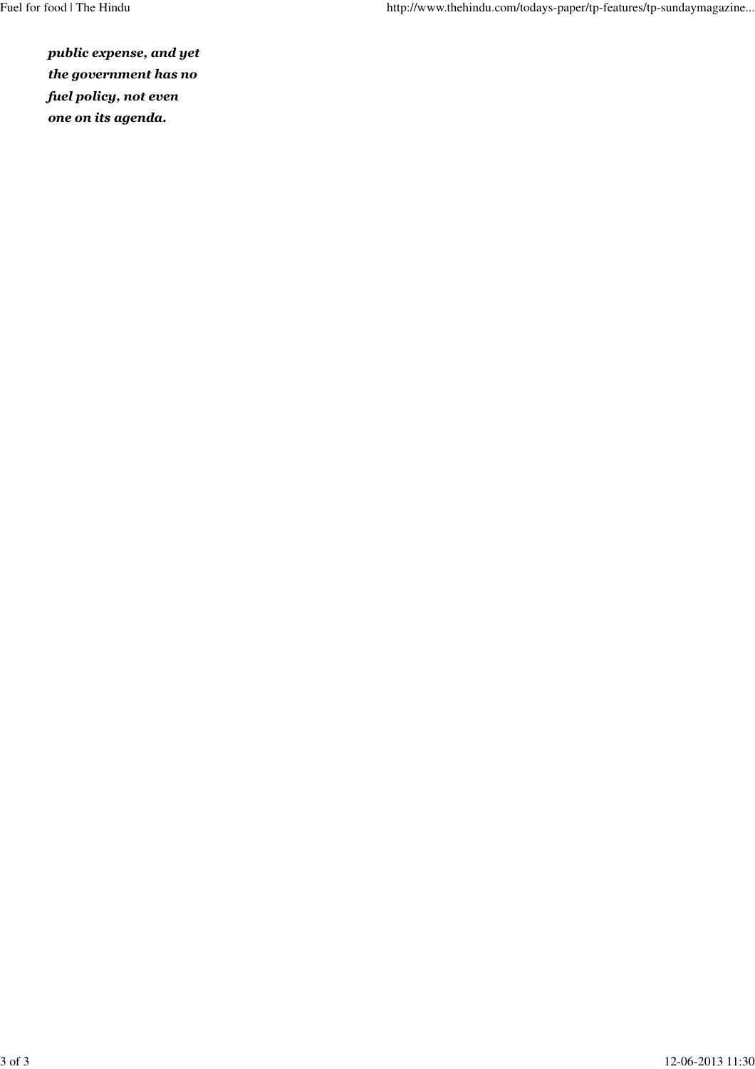***public expense, and yet the government has no fuel policy, not even one on its agenda.***